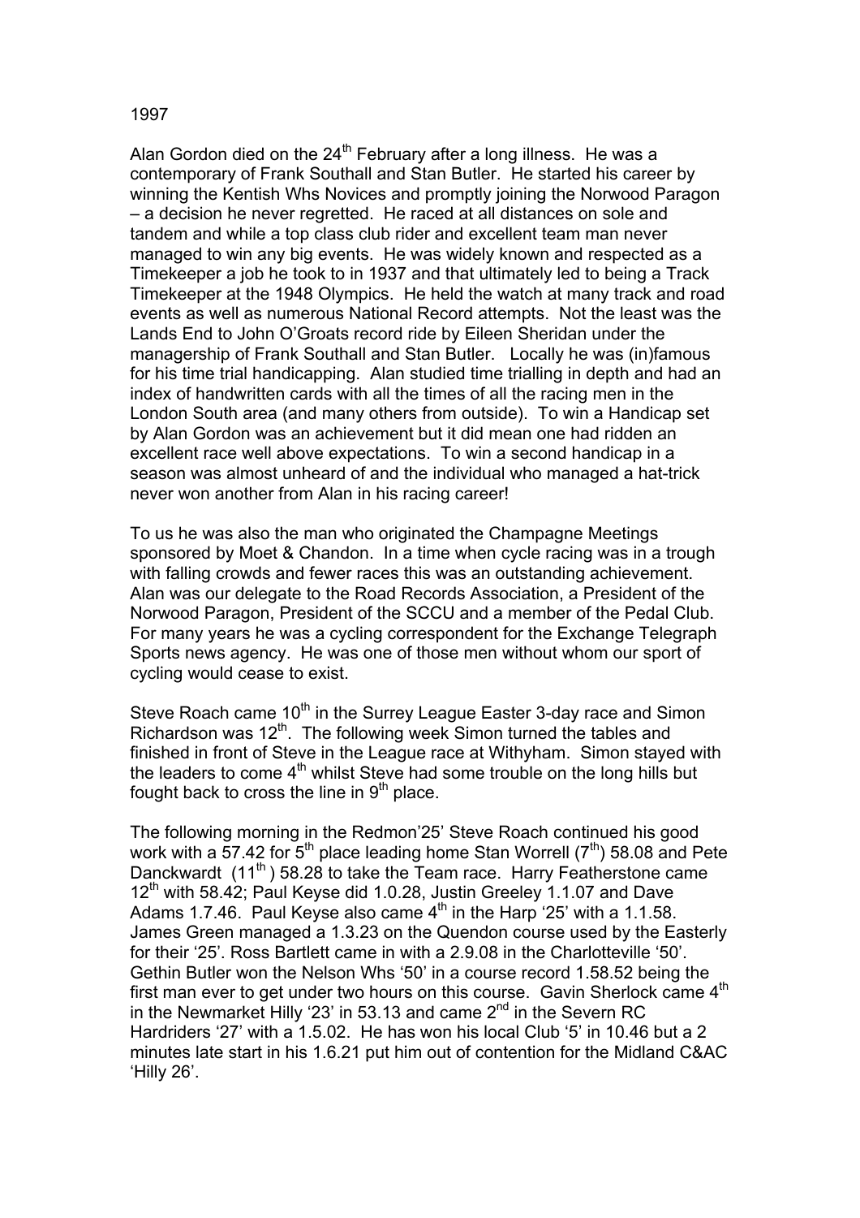1997

Alan Gordon died on the 24th February after a long illness. He was a contemporary of Frank Southall and Stan Butler. He started his career by winning the Kentish Whs Novices and promptly joining the Norwood Paragon – a decision he never regretted. He raced at all distances on sole and tandem and while a top class club rider and excellent team man never managed to win any big events. He was widely known and respected as a Timekeeper a job he took to in 1937 and that ultimately led to being a Track Timekeeper at the 1948 Olympics. He held the watch at many track and road events as well as numerous National Record attempts. Not the least was the Lands End to John O'Groats record ride by Eileen Sheridan under the managership of Frank Southall and Stan Butler. Locally he was (in)famous for his time trial handicapping. Alan studied time trialling in depth and had an index of handwritten cards with all the times of all the racing men in the London South area (and many others from outside). To win a Handicap set by Alan Gordon was an achievement but it did mean one had ridden an excellent race well above expectations. To win a second handicap in a season was almost unheard of and the individual who managed a hat-trick never won another from Alan in his racing career!

To us he was also the man who originated the Champagne Meetings sponsored by Moet & Chandon. In a time when cycle racing was in a trough with falling crowds and fewer races this was an outstanding achievement. Alan was our delegate to the Road Records Association, a President of the Norwood Paragon, President of the SCCU and a member of the Pedal Club. For many years he was a cycling correspondent for the Exchange Telegraph Sports news agency. He was one of those men without whom our sport of cycling would cease to exist.

Steve Roach came 10th in the Surrey League Easter 3-day race and Simon Richardson was 12th. The following week Simon turned the tables and finished in front of Steve in the League race at Withyham. Simon stayed with the leaders to come 4th whilst Steve had some trouble on the long hills but fought back to cross the line in 9th place.

The following morning in the Redmon'25' Steve Roach continued his good work with a 57.42 for 5th place leading home Stan Worrell (7th) 58.08 and Pete Danckwardt (11th) 58.28 to take the Team race. Harry Featherstone came 12th with 58.42; Paul Keyse did 1.0.28, Justin Greeley 1.1.07 and Dave Adams 1.7.46. Paul Keyse also came 4th in the Harp '25' with a 1.1.58. James Green managed a 1.3.23 on the Quendon course used by the Easterly for their '25'. Ross Bartlett came in with a 2.9.08 in the Charlotteville '50'. Gethin Butler won the Nelson Whs '50' in a course record 1.58.52 being the first man ever to get under two hours on this course. Gavin Sherlock came 4th in the Newmarket Hilly '23' in 53.13 and came 2nd in the Severn RC Hardriders '27' with a 1.5.02. He has won his local Club '5' in 10.46 but a 2 minutes late start in his 1.6.21 put him out of contention for the Midland C&AC 'Hilly 26'.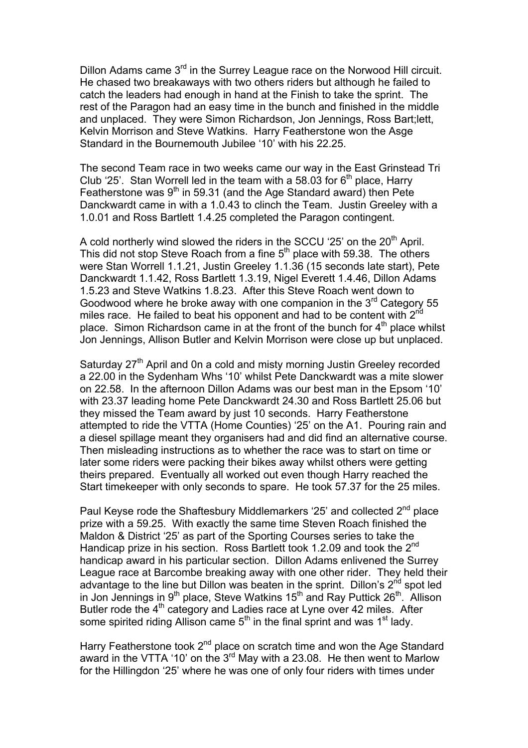Dillon Adams came 3rd in the Surrey League race on the Norwood Hill circuit. He chased two breakaways with two others riders but although he failed to catch the leaders had enough in hand at the Finish to take the sprint. The rest of the Paragon had an easy time in the bunch and finished in the middle and unplaced. They were Simon Richardson, Jon Jennings, Ross Bart;lett, Kelvin Morrison and Steve Watkins. Harry Featherstone won the Asge Standard in the Bournemouth Jubilee '10' with his 22.25.

The second Team race in two weeks came our way in the East Grinstead Tri Club '25'. Stan Worrell led in the team with a 58.03 for 6th place, Harry Featherstone was 9th in 59.31 (and the Age Standard award) then Pete Danckwardt came in with a 1.0.43 to clinch the Team. Justin Greeley with a 1.0.01 and Ross Bartlett 1.4.25 completed the Paragon contingent.

A cold northerly wind slowed the riders in the SCCU '25' on the 20th April. This did not stop Steve Roach from a fine 5th place with 59.38. The others were Stan Worrell 1.1.21, Justin Greeley 1.1.36 (15 seconds late start), Pete Danckwardt 1.1.42, Ross Bartlett 1.3.19, Nigel Everett 1.4.46, Dillon Adams 1.5.23 and Steve Watkins 1.8.23. After this Steve Roach went down to Goodwood where he broke away with one companion in the 3rd Category 55 miles race. He failed to beat his opponent and had to be content with 2nd place. Simon Richardson came in at the front of the bunch for 4th place whilst Jon Jennings, Allison Butler and Kelvin Morrison were close up but unplaced.

Saturday 27th April and 0n a cold and misty morning Justin Greeley recorded a 22.00 in the Sydenham Whs '10' whilst Pete Danckwardt was a mite slower on 22.58. In the afternoon Dillon Adams was our best man in the Epsom '10' with 23.37 leading home Pete Danckwardt 24.30 and Ross Bartlett 25.06 but they missed the Team award by just 10 seconds. Harry Featherstone attempted to ride the VTTA (Home Counties) '25' on the A1. Pouring rain and a diesel spillage meant they organisers had and did find an alternative course. Then misleading instructions as to whether the race was to start on time or later some riders were packing their bikes away whilst others were getting theirs prepared. Eventually all worked out even though Harry reached the Start timekeeper with only seconds to spare. He took 57.37 for the 25 miles.

Paul Keyse rode the Shaftesbury Middlemarkers '25' and collected 2nd place prize with a 59.25. With exactly the same time Steven Roach finished the Maldon & District '25' as part of the Sporting Courses series to take the Handicap prize in his section. Ross Bartlett took 1.2.09 and took the 2nd handicap award in his particular section. Dillon Adams enlivened the Surrey League race at Barcombe breaking away with one other rider. They held their advantage to the line but Dillon was beaten in the sprint. Dillon's 2nd spot led in Jon Jennings in 9th place, Steve Watkins 15th and Ray Puttick 26th. Allison Butler rode the 4th category and Ladies race at Lyne over 42 miles. After some spirited riding Allison came 5th in the final sprint and was 1st lady.

Harry Featherstone took 2nd place on scratch time and won the Age Standard award in the VTTA '10' on the 3rd May with a 23.08. He then went to Marlow for the Hillingdon '25' where he was one of only four riders with times under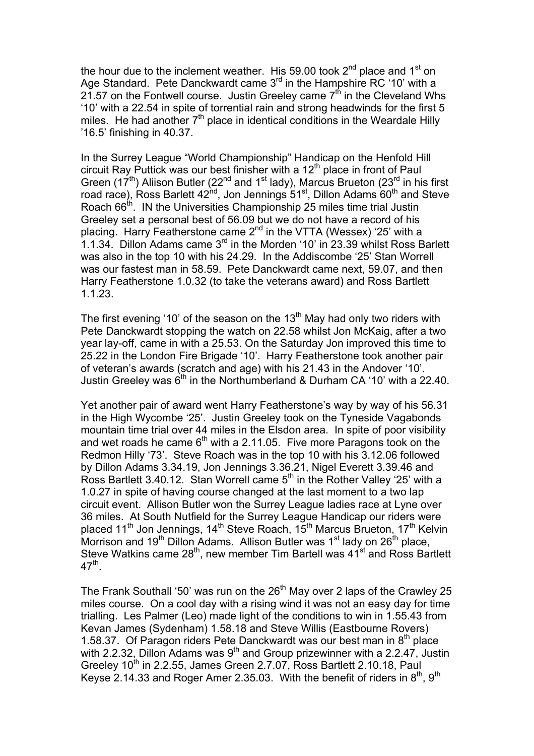the hour due to the inclement weather. His 59.00 took 2nd place and 1st on Age Standard. Pete Danckwardt came 3rd in the Hampshire RC '10' with a 21.57 on the Fontwell course. Justin Greeley came 7th in the Cleveland Whs '10' with a 22.54 in spite of torrential rain and strong headwinds for the first 5 miles. He had another 7th place in identical conditions in the Weardale Hilly '16.5' finishing in 40.37.

In the Surrey League "World Championship" Handicap on the Henfold Hill circuit Ray Puttick was our best finisher with a 12th place in front of Paul Green (17th) Aliison Butler (22nd and 1st lady), Marcus Brueton (23rd in his first road race), Ross Barlett 42nd, Jon Jennings 51st, Dillon Adams 60th and Steve Roach 66th. IN the Universities Championship 25 miles time trial Justin Greeley set a personal best of 56.09 but we do not have a record of his placing. Harry Featherstone came 2nd in the VTTA (Wessex) '25' with a 1.1.34. Dillon Adams came 3rd in the Morden '10' in 23.39 whilst Ross Barlett was also in the top 10 with his 24.29. In the Addiscombe '25' Stan Worrell was our fastest man in 58.59. Pete Danckwardt came next, 59.07, and then Harry Featherstone 1.0.32 (to take the veterans award) and Ross Bartlett 1.1.23.

The first evening '10' of the season on the 13th May had only two riders with Pete Danckwardt stopping the watch on 22.58 whilst Jon McKaig, after a two year lay-off, came in with a 25.53. On the Saturday Jon improved this time to 25.22 in the London Fire Brigade '10'. Harry Featherstone took another pair of veteran's awards (scratch and age) with his 21.43 in the Andover '10'. Justin Greeley was 6th in the Northumberland & Durham CA '10' with a 22.40.

Yet another pair of award went Harry Featherstone's way by way of his 56.31 in the High Wycombe '25'. Justin Greeley took on the Tyneside Vagabonds mountain time trial over 44 miles in the Elsdon area. In spite of poor visibility and wet roads he came 6th with a 2.11.05. Five more Paragons took on the Redmon Hilly '73'. Steve Roach was in the top 10 with his 3.12.06 followed by Dillon Adams 3.34.19, Jon Jennings 3.36.21, Nigel Everett 3.39.46 and Ross Bartlett 3.40.12. Stan Worrell came 5th in the Rother Valley '25' with a 1.0.27 in spite of having course changed at the last moment to a two lap circuit event. Allison Butler won the Surrey League ladies race at Lyne over 36 miles. At South Nutfield for the Surrey League Handicap our riders were placed 11th Jon Jennings, 14th Steve Roach, 15th Marcus Brueton, 17th Kelvin Morrison and 19th Dillon Adams. Allison Butler was 1st lady on 26th place, Steve Watkins came 28th, new member Tim Bartell was 41st and Ross Bartlett 47th.

The Frank Southall '50' was run on the 26th May over 2 laps of the Crawley 25 miles course. On a cool day with a rising wind it was not an easy day for time trialling. Les Palmer (Leo) made light of the conditions to win in 1.55.43 from Kevan James (Sydenham) 1.58.18 and Steve Willis (Eastbourne Rovers) 1.58.37. Of Paragon riders Pete Danckwardt was our best man in 8th place with 2.2.32, Dillon Adams was 9th and Group prizewinner with a 2.2.47, Justin Greeley 10th in 2.2.55, James Green 2.7.07, Ross Bartlett 2.10.18, Paul Keyse 2.14.33 and Roger Amer 2.35.03. With the benefit of riders in 8th, 9th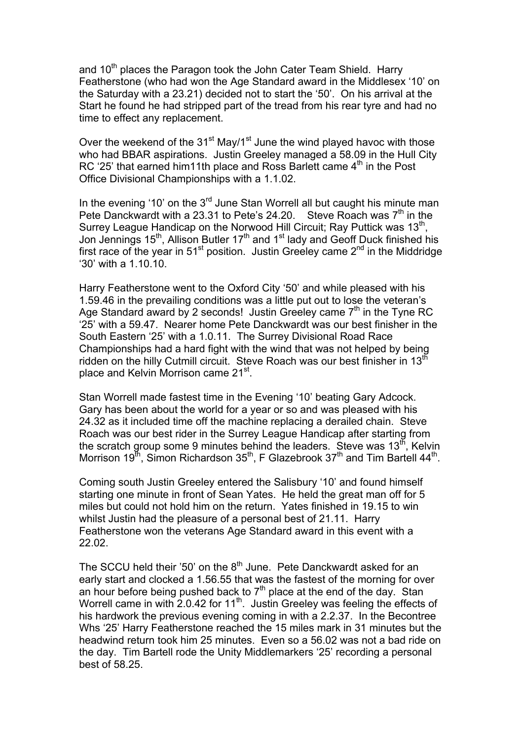and 10th places the Paragon took the John Cater Team Shield. Harry Featherstone (who had won the Age Standard award in the Middlesex '10' on the Saturday with a 23.21) decided not to start the '50'. On his arrival at the Start he found he had stripped part of the tread from his rear tyre and had no time to effect any replacement.

Over the weekend of the 31st May/1st June the wind played havoc with those who had BBAR aspirations. Justin Greeley managed a 58.09 in the Hull City RC '25' that earned him11th place and Ross Barlett came 4th in the Post Office Divisional Championships with a 1.1.02.

In the evening '10' on the 3rd June Stan Worrell all but caught his minute man Pete Danckwardt with a 23.31 to Pete's 24.20. Steve Roach was 7th in the Surrey League Handicap on the Norwood Hill Circuit; Ray Puttick was 13th, Jon Jennings 15th, Allison Butler 17th and 1st lady and Geoff Duck finished his first race of the year in 51st position. Justin Greeley came 2nd in the Middridge '30' with a 1.10.10.

Harry Featherstone went to the Oxford City '50' and while pleased with his 1.59.46 in the prevailing conditions was a little put out to lose the veteran's Age Standard award by 2 seconds! Justin Greeley came 7th in the Tyne RC '25' with a 59.47. Nearer home Pete Danckwardt was our best finisher in the South Eastern '25' with a 1.0.11. The Surrey Divisional Road Race Championships had a hard fight with the wind that was not helped by being ridden on the hilly Cutmill circuit. Steve Roach was our best finisher in 13th place and Kelvin Morrison came 21st.

Stan Worrell made fastest time in the Evening '10' beating Gary Adcock. Gary has been about the world for a year or so and was pleased with his 24.32 as it included time off the machine replacing a derailed chain. Steve Roach was our best rider in the Surrey League Handicap after starting from the scratch group some 9 minutes behind the leaders. Steve was 13th, Kelvin Morrison 19th, Simon Richardson 35th, F Glazebrook 37th and Tim Bartell 44th.

Coming south Justin Greeley entered the Salisbury '10' and found himself starting one minute in front of Sean Yates. He held the great man off for 5 miles but could not hold him on the return. Yates finished in 19.15 to win whilst Justin had the pleasure of a personal best of 21.11. Harry Featherstone won the veterans Age Standard award in this event with a 22.02.

The SCCU held their '50' on the 8th June. Pete Danckwardt asked for an early start and clocked a 1.56.55 that was the fastest of the morning for over an hour before being pushed back to 7th place at the end of the day. Stan Worrell came in with 2.0.42 for 11th. Justin Greeley was feeling the effects of his hardwork the previous evening coming in with a 2.2.37. In the Becontree Whs '25' Harry Featherstone reached the 15 miles mark in 31 minutes but the headwind return took him 25 minutes. Even so a 56.02 was not a bad ride on the day. Tim Bartell rode the Unity Middlemarkers '25' recording a personal best of 58.25.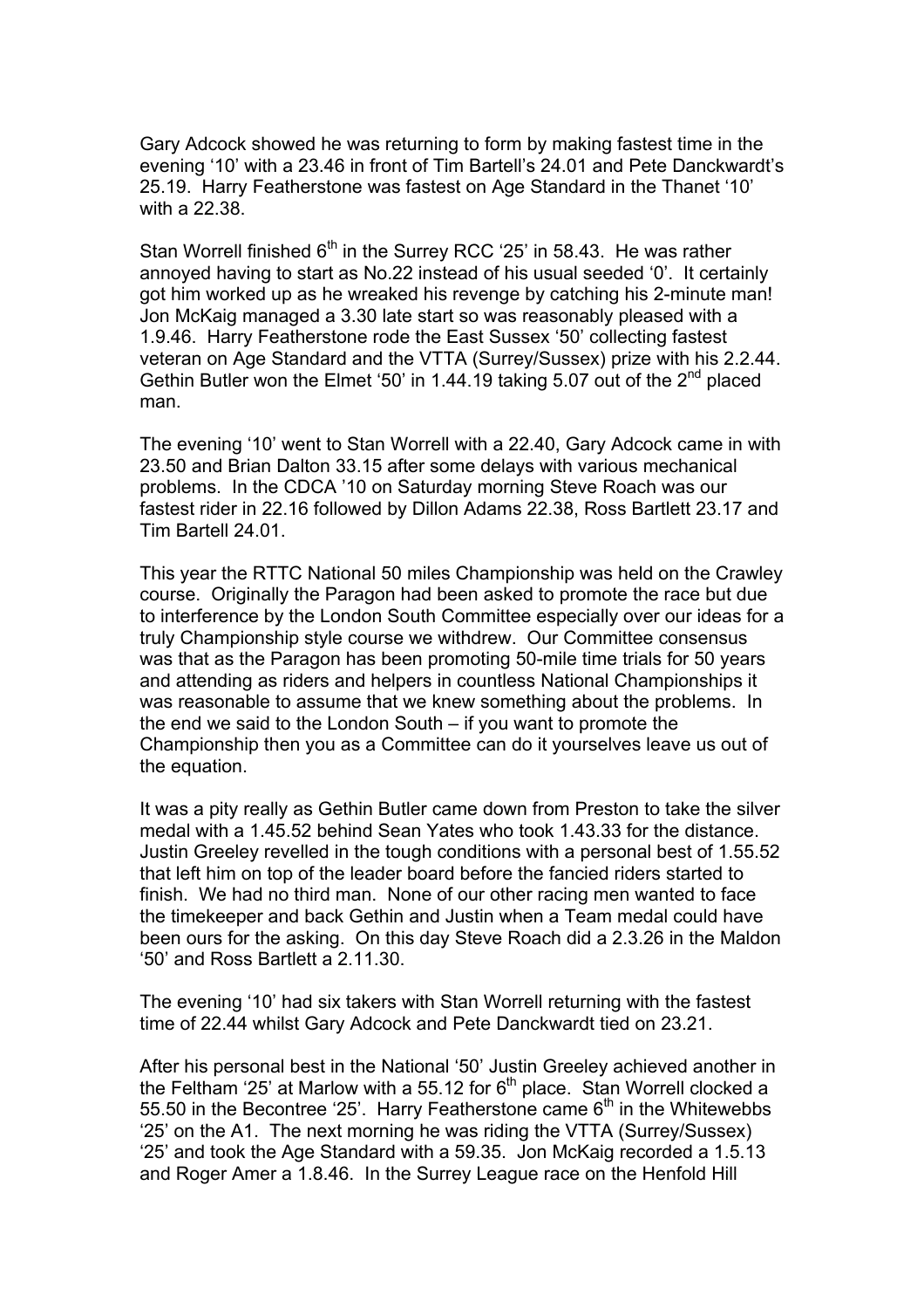Gary Adcock showed he was returning to form by making fastest time in the evening '10' with a 23.46 in front of Tim Bartell's 24.01 and Pete Danckwardt's 25.19. Harry Featherstone was fastest on Age Standard in the Thanet '10' with a 22.38.

Stan Worrell finished 6th in the Surrey RCC '25' in 58.43. He was rather annoyed having to start as No.22 instead of his usual seeded '0'. It certainly got him worked up as he wreaked his revenge by catching his 2-minute man! Jon McKaig managed a 3.30 late start so was reasonably pleased with a 1.9.46. Harry Featherstone rode the East Sussex '50' collecting fastest veteran on Age Standard and the VTTA (Surrey/Sussex) prize with his 2.2.44. Gethin Butler won the Elmet '50' in 1.44.19 taking 5.07 out of the 2nd placed man.

The evening '10' went to Stan Worrell with a 22.40, Gary Adcock came in with 23.50 and Brian Dalton 33.15 after some delays with various mechanical problems. In the CDCA '10 on Saturday morning Steve Roach was our fastest rider in 22.16 followed by Dillon Adams 22.38, Ross Bartlett 23.17 and Tim Bartell 24.01.

This year the RTTC National 50 miles Championship was held on the Crawley course. Originally the Paragon had been asked to promote the race but due to interference by the London South Committee especially over our ideas for a truly Championship style course we withdrew. Our Committee consensus was that as the Paragon has been promoting 50-mile time trials for 50 years and attending as riders and helpers in countless National Championships it was reasonable to assume that we knew something about the problems. In the end we said to the London South – if you want to promote the Championship then you as a Committee can do it yourselves leave us out of the equation.

It was a pity really as Gethin Butler came down from Preston to take the silver medal with a 1.45.52 behind Sean Yates who took 1.43.33 for the distance. Justin Greeley revelled in the tough conditions with a personal best of 1.55.52 that left him on top of the leader board before the fancied riders started to finish. We had no third man. None of our other racing men wanted to face the timekeeper and back Gethin and Justin when a Team medal could have been ours for the asking. On this day Steve Roach did a 2.3.26 in the Maldon '50' and Ross Bartlett a 2.11.30.

The evening '10' had six takers with Stan Worrell returning with the fastest time of 22.44 whilst Gary Adcock and Pete Danckwardt tied on 23.21.

After his personal best in the National '50' Justin Greeley achieved another in the Feltham '25' at Marlow with a 55.12 for 6th place. Stan Worrell clocked a 55.50 in the Becontree '25'. Harry Featherstone came 6th in the Whitewebbs '25' on the A1. The next morning he was riding the VTTA (Surrey/Sussex) '25' and took the Age Standard with a 59.35. Jon McKaig recorded a 1.5.13 and Roger Amer a 1.8.46. In the Surrey League race on the Henfold Hill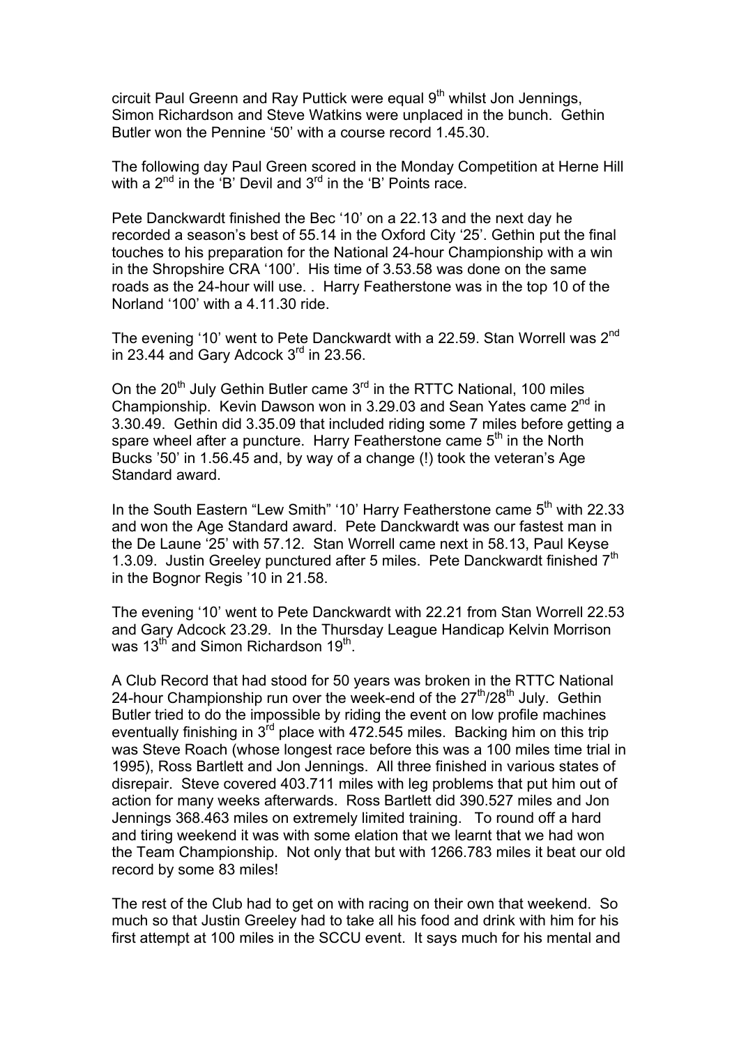circuit Paul Greenn and Ray Puttick were equal 9th whilst Jon Jennings, Simon Richardson and Steve Watkins were unplaced in the bunch. Gethin Butler won the Pennine '50' with a course record 1.45.30.

The following day Paul Green scored in the Monday Competition at Herne Hill with a 2nd in the 'B' Devil and 3rd in the 'B' Points race.

Pete Danckwardt finished the Bec '10' on a 22.13 and the next day he recorded a season's best of 55.14 in the Oxford City '25'. Gethin put the final touches to his preparation for the National 24-hour Championship with a win in the Shropshire CRA '100'. His time of 3.53.58 was done on the same roads as the 24-hour will use. . Harry Featherstone was in the top 10 of the Norland '100' with a 4.11.30 ride.

The evening '10' went to Pete Danckwardt with a 22.59. Stan Worrell was 2nd in 23.44 and Gary Adcock 3rd in 23.56.

On the 20th July Gethin Butler came 3rd in the RTTC National, 100 miles Championship. Kevin Dawson won in 3.29.03 and Sean Yates came 2nd in 3.30.49. Gethin did 3.35.09 that included riding some 7 miles before getting a spare wheel after a puncture. Harry Featherstone came 5th in the North Bucks '50' in 1.56.45 and, by way of a change (!) took the veteran's Age Standard award.

In the South Eastern "Lew Smith" '10' Harry Featherstone came 5th with 22.33 and won the Age Standard award. Pete Danckwardt was our fastest man in the De Laune '25' with 57.12. Stan Worrell came next in 58.13, Paul Keyse 1.3.09. Justin Greeley punctured after 5 miles. Pete Danckwardt finished 7th in the Bognor Regis '10 in 21.58.

The evening '10' went to Pete Danckwardt with 22.21 from Stan Worrell 22.53 and Gary Adcock 23.29. In the Thursday League Handicap Kelvin Morrison was 13th and Simon Richardson 19th.

A Club Record that had stood for 50 years was broken in the RTTC National 24-hour Championship run over the week-end of the 27th/28th July. Gethin Butler tried to do the impossible by riding the event on low profile machines eventually finishing in 3rd place with 472.545 miles. Backing him on this trip was Steve Roach (whose longest race before this was a 100 miles time trial in 1995), Ross Bartlett and Jon Jennings. All three finished in various states of disrepair. Steve covered 403.711 miles with leg problems that put him out of action for many weeks afterwards. Ross Bartlett did 390.527 miles and Jon Jennings 368.463 miles on extremely limited training. To round off a hard and tiring weekend it was with some elation that we learnt that we had won the Team Championship. Not only that but with 1266.783 miles it beat our old record by some 83 miles!

The rest of the Club had to get on with racing on their own that weekend. So much so that Justin Greeley had to take all his food and drink with him for his first attempt at 100 miles in the SCCU event. It says much for his mental and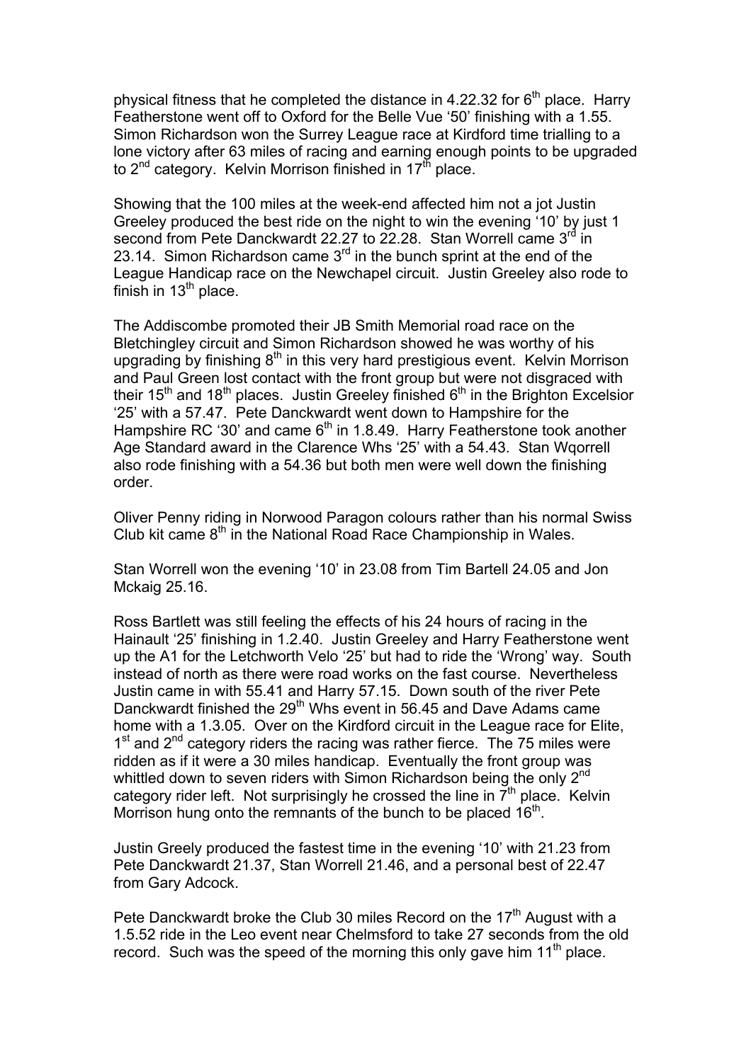physical fitness that he completed the distance in 4.22.32 for 6th place. Harry Featherstone went off to Oxford for the Belle Vue '50' finishing with a 1.55. Simon Richardson won the Surrey League race at Kirdford time trialling to a lone victory after 63 miles of racing and earning enough points to be upgraded to 2nd category. Kelvin Morrison finished in 17th place.

Showing that the 100 miles at the week-end affected him not a jot Justin Greeley produced the best ride on the night to win the evening '10' by just 1 second from Pete Danckwardt 22.27 to 22.28. Stan Worrell came 3rd in 23.14. Simon Richardson came 3rd in the bunch sprint at the end of the League Handicap race on the Newchapel circuit. Justin Greeley also rode to finish in 13th place.

The Addiscombe promoted their JB Smith Memorial road race on the Bletchingley circuit and Simon Richardson showed he was worthy of his upgrading by finishing 8th in this very hard prestigious event. Kelvin Morrison and Paul Green lost contact with the front group but were not disgraced with their 15th and 18th places. Justin Greeley finished 6th in the Brighton Excelsior '25' with a 57.47. Pete Danckwardt went down to Hampshire for the Hampshire RC '30' and came 6th in 1.8.49. Harry Featherstone took another Age Standard award in the Clarence Whs '25' with a 54.43. Stan Wqorrell also rode finishing with a 54.36 but both men were well down the finishing order.

Oliver Penny riding in Norwood Paragon colours rather than his normal Swiss Club kit came 8th in the National Road Race Championship in Wales.

Stan Worrell won the evening '10' in 23.08 from Tim Bartell 24.05 and Jon Mckaig 25.16.

Ross Bartlett was still feeling the effects of his 24 hours of racing in the Hainault '25' finishing in 1.2.40. Justin Greeley and Harry Featherstone went up the A1 for the Letchworth Velo '25' but had to ride the 'Wrong' way. South instead of north as there were road works on the fast course. Nevertheless Justin came in with 55.41 and Harry 57.15. Down south of the river Pete Danckwardt finished the 29th Whs event in 56.45 and Dave Adams came home with a 1.3.05. Over on the Kirdford circuit in the League race for Elite, 1st and 2nd category riders the racing was rather fierce. The 75 miles were ridden as if it were a 30 miles handicap. Eventually the front group was whittled down to seven riders with Simon Richardson being the only 2nd category rider left. Not surprisingly he crossed the line in 7th place. Kelvin Morrison hung onto the remnants of the bunch to be placed 16th.

Justin Greely produced the fastest time in the evening '10' with 21.23 from Pete Danckwardt 21.37, Stan Worrell 21.46, and a personal best of 22.47 from Gary Adcock.

Pete Danckwardt broke the Club 30 miles Record on the 17th August with a 1.5.52 ride in the Leo event near Chelmsford to take 27 seconds from the old record. Such was the speed of the morning this only gave him 11th place.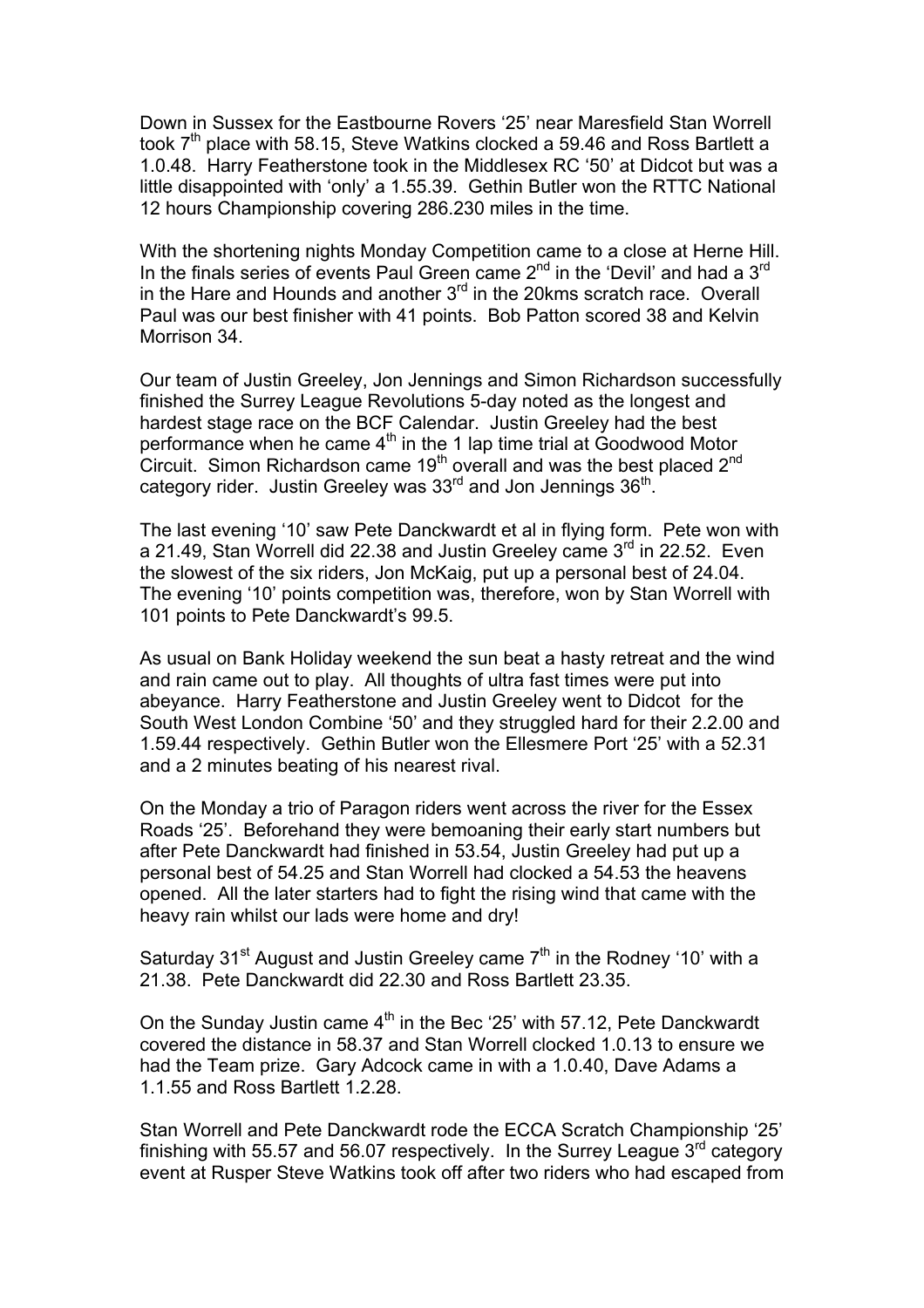Down in Sussex for the Eastbourne Rovers '25' near Maresfield Stan Worrell took 7th place with 58.15, Steve Watkins clocked a 59.46 and Ross Bartlett a 1.0.48. Harry Featherstone took in the Middlesex RC '50' at Didcot but was a little disappointed with 'only' a 1.55.39. Gethin Butler won the RTTC National 12 hours Championship covering 286.230 miles in the time.

With the shortening nights Monday Competition came to a close at Herne Hill. In the finals series of events Paul Green came 2nd in the 'Devil' and had a 3rd in the Hare and Hounds and another 3rd in the 20kms scratch race. Overall Paul was our best finisher with 41 points. Bob Patton scored 38 and Kelvin Morrison 34.

Our team of Justin Greeley, Jon Jennings and Simon Richardson successfully finished the Surrey League Revolutions 5-day noted as the longest and hardest stage race on the BCF Calendar. Justin Greeley had the best performance when he came 4th in the 1 lap time trial at Goodwood Motor Circuit. Simon Richardson came 19th overall and was the best placed 2nd category rider. Justin Greeley was 33rd and Jon Jennings 36th.

The last evening '10' saw Pete Danckwardt et al in flying form. Pete won with a 21.49, Stan Worrell did 22.38 and Justin Greeley came 3rd in 22.52. Even the slowest of the six riders, Jon McKaig, put up a personal best of 24.04. The evening '10' points competition was, therefore, won by Stan Worrell with 101 points to Pete Danckwardt's 99.5.

As usual on Bank Holiday weekend the sun beat a hasty retreat and the wind and rain came out to play. All thoughts of ultra fast times were put into abeyance. Harry Featherstone and Justin Greeley went to Didcot for the South West London Combine '50' and they struggled hard for their 2.2.00 and 1.59.44 respectively. Gethin Butler won the Ellesmere Port '25' with a 52.31 and a 2 minutes beating of his nearest rival.

On the Monday a trio of Paragon riders went across the river for the Essex Roads '25'. Beforehand they were bemoaning their early start numbers but after Pete Danckwardt had finished in 53.54, Justin Greeley had put up a personal best of 54.25 and Stan Worrell had clocked a 54.53 the heavens opened. All the later starters had to fight the rising wind that came with the heavy rain whilst our lads were home and dry!

Saturday 31st August and Justin Greeley came 7th in the Rodney '10' with a 21.38. Pete Danckwardt did 22.30 and Ross Bartlett 23.35.

On the Sunday Justin came 4th in the Bec '25' with 57.12, Pete Danckwardt covered the distance in 58.37 and Stan Worrell clocked 1.0.13 to ensure we had the Team prize. Gary Adcock came in with a 1.0.40, Dave Adams a 1.1.55 and Ross Bartlett 1.2.28.

Stan Worrell and Pete Danckwardt rode the ECCA Scratch Championship '25' finishing with 55.57 and 56.07 respectively. In the Surrey League 3rd category event at Rusper Steve Watkins took off after two riders who had escaped from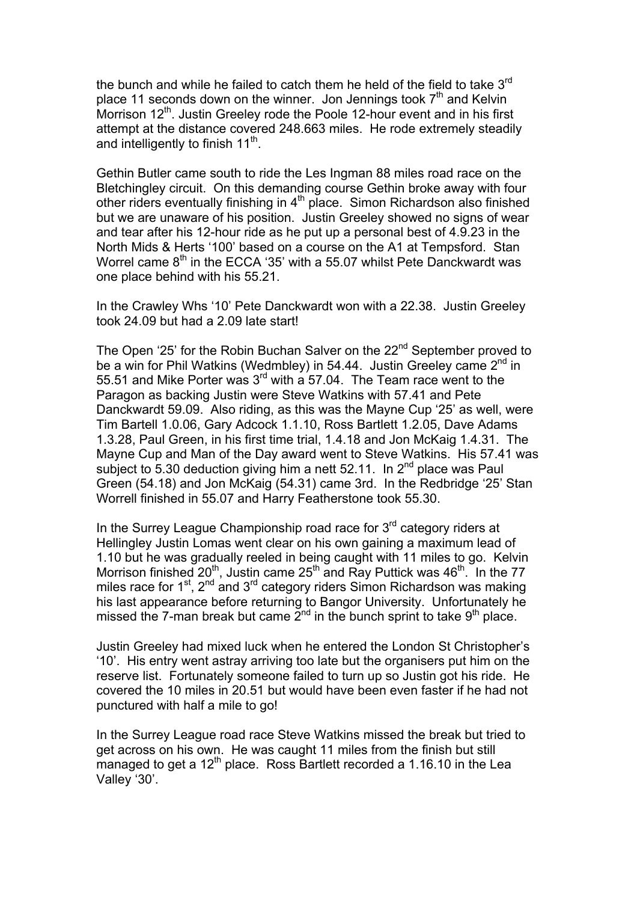the bunch and while he failed to catch them he held of the field to take 3rd place 11 seconds down on the winner. Jon Jennings took 7th and Kelvin Morrison 12th. Justin Greeley rode the Poole 12-hour event and in his first attempt at the distance covered 248.663 miles. He rode extremely steadily and intelligently to finish 11th.

Gethin Butler came south to ride the Les Ingman 88 miles road race on the Bletchingley circuit. On this demanding course Gethin broke away with four other riders eventually finishing in 4th place. Simon Richardson also finished but we are unaware of his position. Justin Greeley showed no signs of wear and tear after his 12-hour ride as he put up a personal best of 4.9.23 in the North Mids & Herts '100' based on a course on the A1 at Tempsford. Stan Worrel came 8th in the ECCA '35' with a 55.07 whilst Pete Danckwardt was one place behind with his 55.21.

In the Crawley Whs '10' Pete Danckwardt won with a 22.38. Justin Greeley took 24.09 but had a 2.09 late start!

The Open '25' for the Robin Buchan Salver on the 22nd September proved to be a win for Phil Watkins (Wedmbley) in 54.44. Justin Greeley came 2nd in 55.51 and Mike Porter was 3rd with a 57.04. The Team race went to the Paragon as backing Justin were Steve Watkins with 57.41 and Pete Danckwardt 59.09. Also riding, as this was the Mayne Cup '25' as well, were Tim Bartell 1.0.06, Gary Adcock 1.1.10, Ross Bartlett 1.2.05, Dave Adams 1.3.28, Paul Green, in his first time trial, 1.4.18 and Jon McKaig 1.4.31. The Mayne Cup and Man of the Day award went to Steve Watkins. His 57.41 was subject to 5.30 deduction giving him a nett 52.11. In 2nd place was Paul Green (54.18) and Jon McKaig (54.31) came 3rd. In the Redbridge '25' Stan Worrell finished in 55.07 and Harry Featherstone took 55.30.

In the Surrey League Championship road race for 3rd category riders at Hellingley Justin Lomas went clear on his own gaining a maximum lead of 1.10 but he was gradually reeled in being caught with 11 miles to go. Kelvin Morrison finished 20th, Justin came 25th and Ray Puttick was 46th. In the 77 miles race for 1st, 2nd and 3rd category riders Simon Richardson was making his last appearance before returning to Bangor University. Unfortunately he missed the 7-man break but came 2nd in the bunch sprint to take 9th place.

Justin Greeley had mixed luck when he entered the London St Christopher's '10'. His entry went astray arriving too late but the organisers put him on the reserve list. Fortunately someone failed to turn up so Justin got his ride. He covered the 10 miles in 20.51 but would have been even faster if he had not punctured with half a mile to go!

In the Surrey League road race Steve Watkins missed the break but tried to get across on his own. He was caught 11 miles from the finish but still managed to get a 12th place. Ross Bartlett recorded a 1.16.10 in the Lea Valley '30'.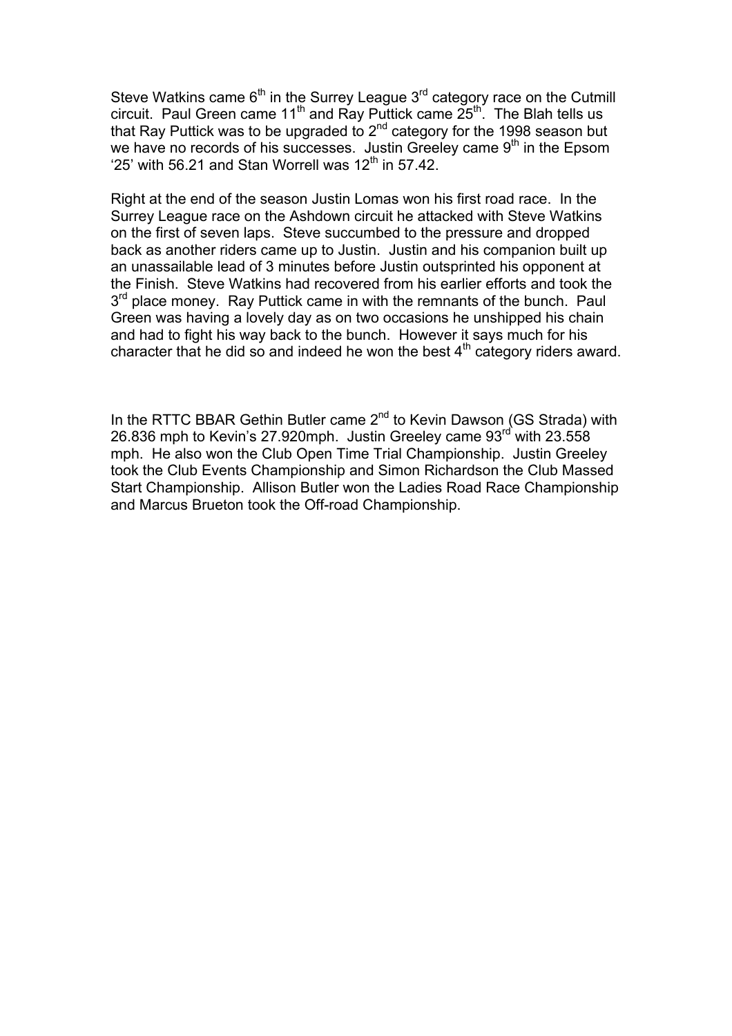Steve Watkins came 6th in the Surrey League 3rd category race on the Cutmill circuit. Paul Green came 11th and Ray Puttick came 25th. The Blah tells us that Ray Puttick was to be upgraded to 2nd category for the 1998 season but we have no records of his successes. Justin Greeley came 9th in the Epsom '25' with 56.21 and Stan Worrell was 12th in 57.42.

Right at the end of the season Justin Lomas won his first road race. In the Surrey League race on the Ashdown circuit he attacked with Steve Watkins on the first of seven laps. Steve succumbed to the pressure and dropped back as another riders came up to Justin. Justin and his companion built up an unassailable lead of 3 minutes before Justin outsprinted his opponent at the Finish. Steve Watkins had recovered from his earlier efforts and took the 3rd place money. Ray Puttick came in with the remnants of the bunch. Paul Green was having a lovely day as on two occasions he unshipped his chain and had to fight his way back to the bunch. However it says much for his character that he did so and indeed he won the best 4th category riders award.

In the RTTC BBAR Gethin Butler came 2nd to Kevin Dawson (GS Strada) with 26.836 mph to Kevin's 27.920mph. Justin Greeley came 93rd with 23.558 mph. He also won the Club Open Time Trial Championship. Justin Greeley took the Club Events Championship and Simon Richardson the Club Massed Start Championship. Allison Butler won the Ladies Road Race Championship and Marcus Brueton took the Off-road Championship.